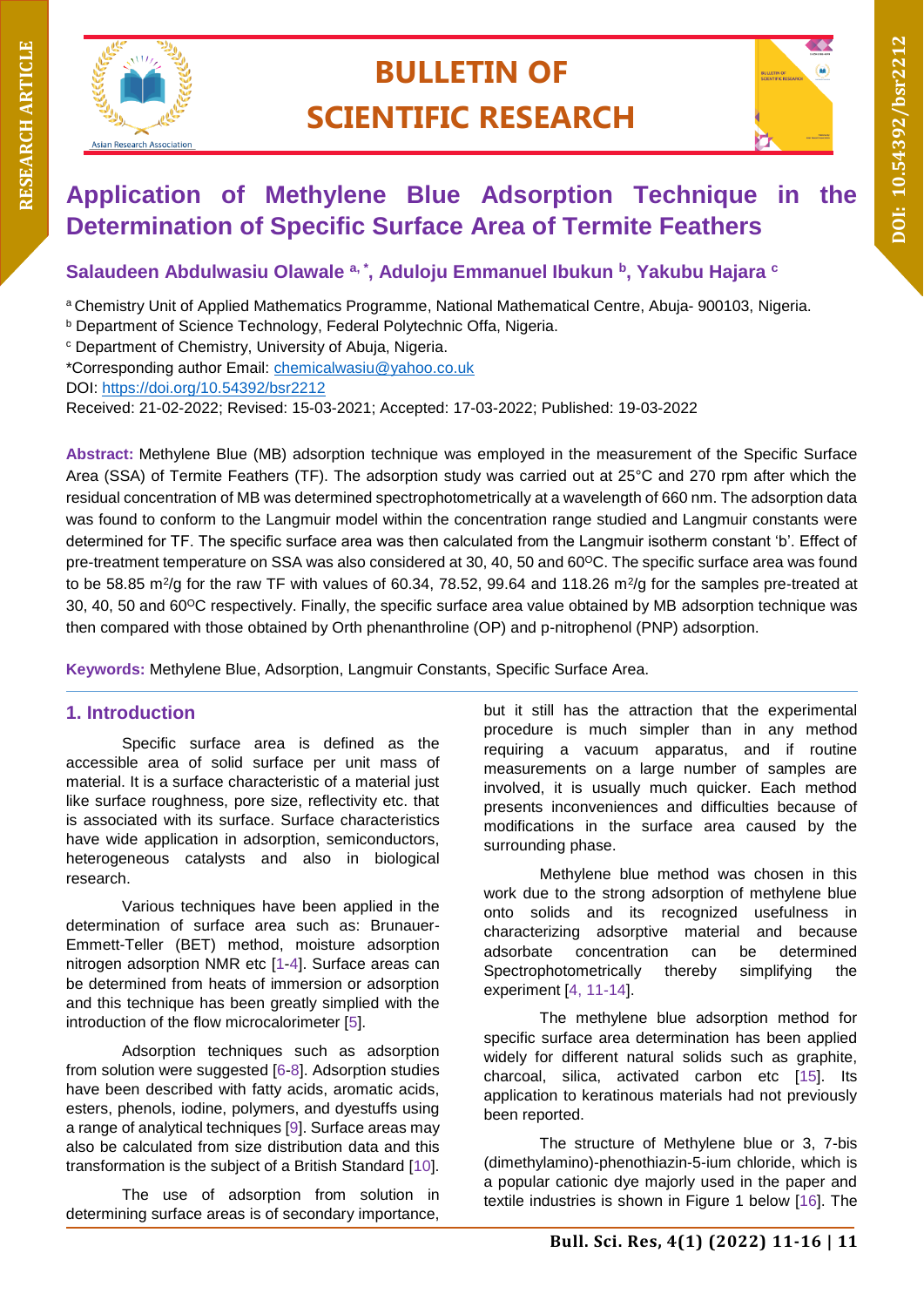# Application of Methylene Blue Adsorption Technique in the Determination of Specific Surface Area of Termite Feathers

**Salaudeen Abdulwasiu Olawale [a, *], Aduloju Emmanuel Ibukun [b], Yakubu Hajara [c]**

[a] Chemistry Unit of Applied Mathematics Programme, National Mathematical Centre, Abuja- 900103, Nigeria.
[b] Department of Science Technology, Federal Polytechnic Offa, Nigeria.
[c] Department of Chemistry, University of Abuja, Nigeria.
*Corresponding author Email: chemicalwasiu@yahoo.co.uk
DOI: https://doi.org/10.54392/bsr2212
Received: 21-02-2022; Revised: 15-03-2021; Accepted: 17-03-2022; Published: 19-03-2022

**Abstract:** Methylene Blue (MB) adsorption technique was employed in the measurement of the Specific Surface Area (SSA) of Termite Feathers (TF). The adsorption study was carried out at 25°C and 270 rpm after which the residual concentration of MB was determined spectrophotometrically at a wavelength of 660 nm. The adsorption data was found to conform to the Langmuir model within the concentration range studied and Langmuir constants were determined for TF. The specific surface area was then calculated from the Langmuir isotherm constant 'b'. Effect of pre-treatment temperature on SSA was also considered at 30, 40, 50 and 60°C. The specific surface area was found to be 58.85 $m^2/g$ for the raw TF with values of 60.34, 78.52, 99.64 and 118.26 $m^2/g$ for the samples pre-treated at 30, 40, 50 and 60°C respectively. Finally, the specific surface area value obtained by MB adsorption technique was then compared with those obtained by Orth phenanthroline (OP) and p-nitrophenol (PNP) adsorption.

**Keywords:** Methylene Blue, Adsorption, Langmuir Constants, Specific Surface Area.

## 1. Introduction

Specific surface area is defined as the accessible area of solid surface per unit mass of material. It is a surface characteristic of a material just like surface roughness, pore size, reflectivity etc. that is associated with its surface. Surface characteristics have wide application in adsorption, semiconductors, heterogeneous catalysts and also in biological research.

Various techniques have been applied in the determination of surface area such as: Brunauer-Emmett-Teller (BET) method, moisture adsorption nitrogen adsorption NMR etc [1-4]. Surface areas can be determined from heats of immersion or adsorption and this technique has been greatly simplied with the introduction of the flow microcalorimeter [5].

Adsorption techniques such as adsorption from solution were suggested [6-8]. Adsorption studies have been described with fatty acids, aromatic acids, esters, phenols, iodine, polymers, and dyestuffs using a range of analytical techniques [9]. Surface areas may also be calculated from size distribution data and this transformation is the subject of a British Standard [10].

The use of adsorption from solution in determining surface areas is of secondary importance, but it still has the attraction that the experimental procedure is much simpler than in any method requiring a vacuum apparatus, and if routine measurements on a large number of samples are involved, it is usually much quicker. Each method presents inconveniences and difficulties because of modifications in the surface area caused by the surrounding phase.

Methylene blue method was chosen in this work due to the strong adsorption of methylene blue onto solids and its recognized usefulness in characterizing adsorptive material and because adsorbate concentration can be determined Spectrophotometrically thereby simplifying the experiment [4, 11-14].

The methylene blue adsorption method for specific surface area determination has been applied widely for different natural solids such as graphite, charcoal, silica, activated carbon etc [15]. Its application to keratinous materials had not previously been reported.

The structure of Methylene blue or 3, 7-bis (dimethylamino)-phenothiazin-5-ium chloride, which is a popular cationic dye majorly used in the paper and textile industries is shown in Figure 1 below [16]. The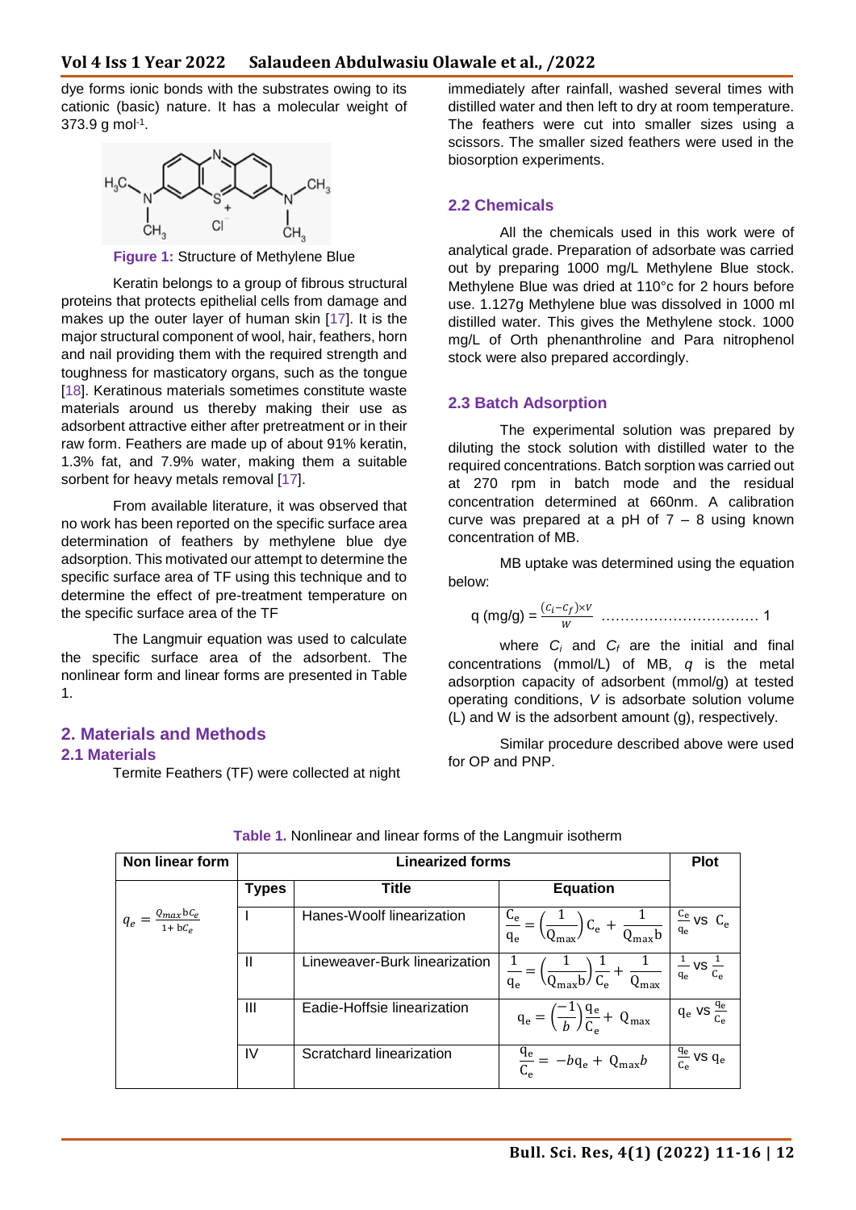dye forms ionic bonds with the substrates owing to its cationic (basic) nature. It has a molecular weight of 373.9 g mol$^{-1}$.

**Figure 1:** Structure of Methylene Blue

Keratin belongs to a group of fibrous structural proteins that protects epithelial cells from damage and makes up the outer layer of human skin [17]. It is the major structural component of wool, hair, feathers, horn and nail providing them with the required strength and toughness for masticatory organs, such as the tongue [18]. Keratinous materials sometimes constitute waste materials around us thereby making their use as adsorbent attractive either after pretreatment or in their raw form. Feathers are made up of about 91% keratin, 1.3% fat, and 7.9% water, making them a suitable sorbent for heavy metals removal [17].

From available literature, it was observed that no work has been reported on the specific surface area determination of feathers by methylene blue dye adsorption. This motivated our attempt to determine the specific surface area of TF using this technique and to determine the effect of pre-treatment temperature on the specific surface area of the TF

The Langmuir equation was used to calculate the specific surface area of the adsorbent. The nonlinear form and linear forms are presented in Table 1.

## 2. Materials and Methods

### 2.1 Materials

Termite Feathers (TF) were collected at night immediately after rainfall, washed several times with distilled water and then left to dry at room temperature. The feathers were cut into smaller sizes using a scissors. The smaller sized feathers were used in the biosorption experiments.

### 2.2 Chemicals

All the chemicals used in this work were of analytical grade. Preparation of adsorbate was carried out by preparing 1000 mg/L Methylene Blue stock. Methylene Blue was dried at 110°c for 2 hours before use. 1.127g Methylene blue was dissolved in 1000 ml distilled water. This gives the Methylene stock. 1000 mg/L of Orth phenanthroline and Para nitrophenol stock were also prepared accordingly.

### 2.3 Batch Adsorption

The experimental solution was prepared by diluting the stock solution with distilled water to the required concentrations. Batch sorption was carried out at 270 rpm in batch mode and the residual concentration determined at 660nm. A calibration curve was prepared at a pH of 7 – 8 using known concentration of MB.

MB uptake was determined using the equation below:

$$q\ (mg/g) = \frac{(C_i - C_f) \times V}{W} \quad \ldots\ldots\ldots\ldots\ldots\ldots\ldots\ldots\ldots\ldots \ 1$$

where $C_i$ and $C_f$ are the initial and final concentrations (mmol/L) of MB, $q$ is the metal adsorption capacity of adsorbent (mmol/g) at tested operating conditions, $V$ is adsorbate solution volume (L) and W is the adsorbent amount (g), respectively.

Similar procedure described above were used for OP and PNP.

**Table 1.** Nonlinear and linear forms of the Langmuir isotherm

| Non linear form | Linearized forms | | | Plot |
|---|---|---|---|---|
| | Types | Title | Equation | |
| $q_e = \frac{Q_{max} bC_e}{1 + bC_e}$ | I | Hanes-Woolf linearization | $\frac{C_e}{q_e} = \left(\frac{1}{Q_{max}}\right) C_e + \frac{1}{Q_{max} b}$ | $\frac{C_e}{q_e}$ vs $C_e$ |
| | II | Lineweaver-Burk linearization | $\frac{1}{q_e} = \left(\frac{1}{Q_{max} b}\right)\frac{1}{C_e} + \frac{1}{Q_{max}}$ | $\frac{1}{q_e}$ vs $\frac{1}{C_e}$ |
| | III | Eadie-Hoffsie linearization | $q_e = \left(\frac{-1}{b}\right)\frac{q_e}{C_e} + Q_{max}$ | $q_e$ vs $\frac{q_e}{C_e}$ |
| | IV | Scratchard linearization | $\frac{q_e}{C_e} = -bq_e + Q_{max} b$ | $\frac{q_e}{C_e}$ vs $q_e$ |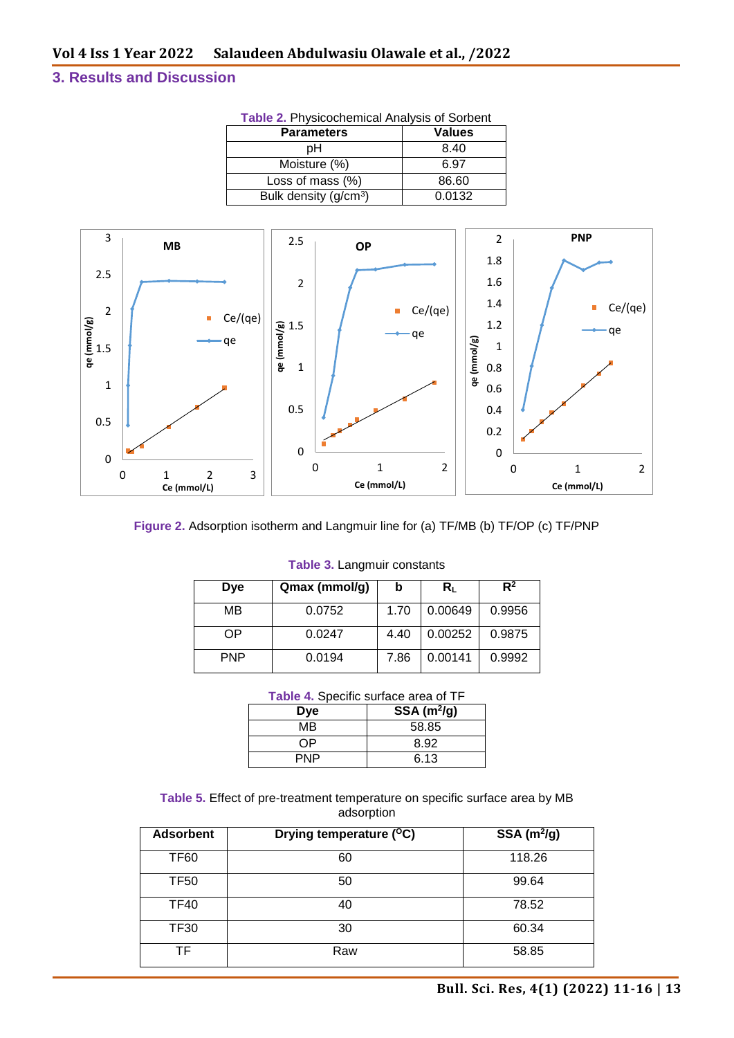## 3. Results and Discussion

Table 2. Physicochemical Analysis of Sorbent

| Parameters | Values |
|---|---|
| pH | 8.40 |
| Moisture (%) | 6.97 |
| Loss of mass (%) | 86.60 |
| Bulk density ($g/cm^3$) | 0.0132 |

Figure 2. Adsorption isotherm and Langmuir line for (a) TF/MB (b) TF/OP (c) TF/PNP

Table 3. Langmuir constants

| Dye | Qmax (mmol/g) | b | $R_L$ | $R^2$ |
|---|---|---|---|---|
| MB | 0.0752 | 1.70 | 0.00649 | 0.9956 |
| OP | 0.0247 | 4.40 | 0.00252 | 0.9875 |
| PNP | 0.0194 | 7.86 | 0.00141 | 0.9992 |

Table 4. Specific surface area of TF

| Dye | SSA ($m^2/g$) |
|---|---|
| MB | 58.85 |
| OP | 8.92 |
| PNP | 6.13 |

Table 5. Effect of pre-treatment temperature on specific surface area by MB adsorption

| Adsorbent | Drying temperature ($^oC$) | SSA ($m^2/g$) |
|---|---|---|
| TF60 | 60 | 118.26 |
| TF50 | 50 | 99.64 |
| TF40 | 40 | 78.52 |
| TF30 | 30 | 60.34 |
| TF | Raw | 58.85 |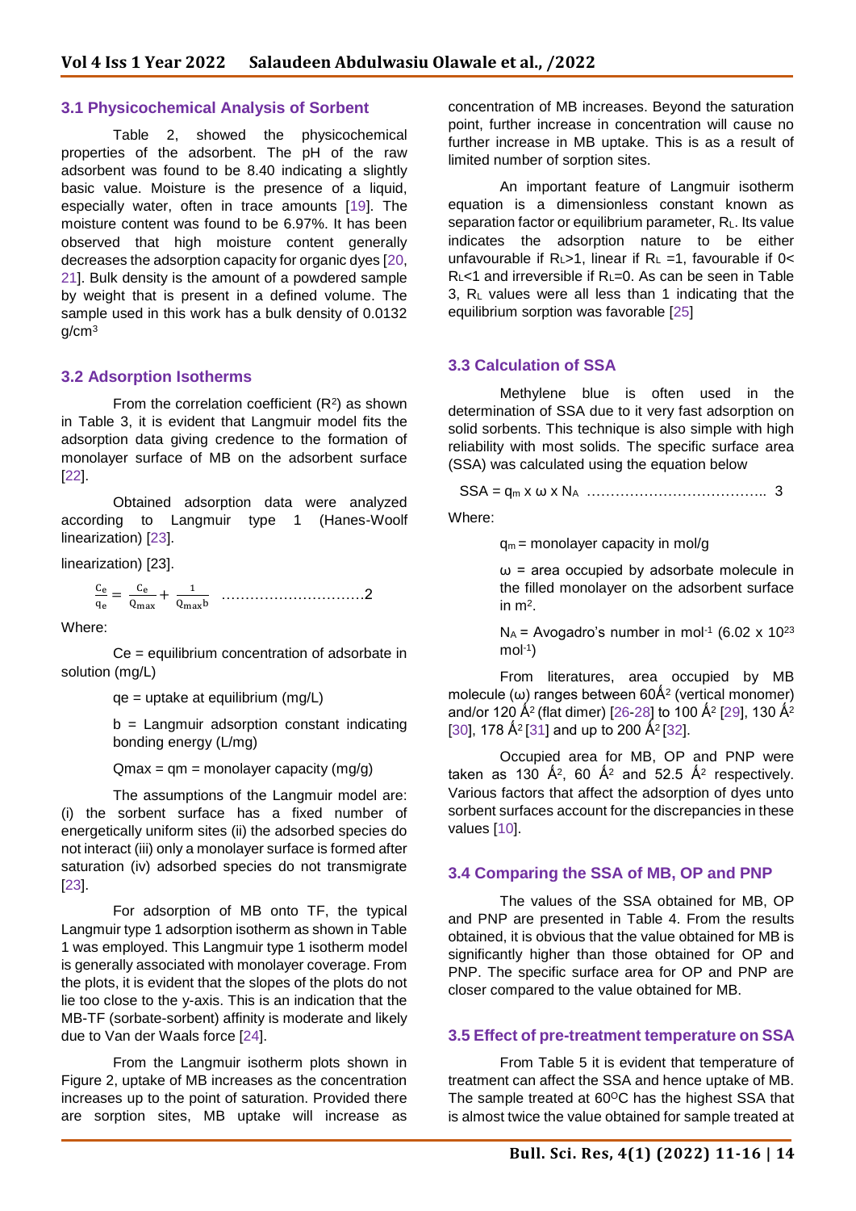## 3.1 Physicochemical Analysis of Sorbent

Table 2, showed the physicochemical properties of the adsorbent. The pH of the raw adsorbent was found to be 8.40 indicating a slightly basic value. Moisture is the presence of a liquid, especially water, often in trace amounts [19]. The moisture content was found to be 6.97%. It has been observed that high moisture content generally decreases the adsorption capacity for organic dyes [20, 21]. Bulk density is the amount of a powdered sample by weight that is present in a defined volume. The sample used in this work has a bulk density of 0.0132 g/cm$^3$

## 3.2 Adsorption Isotherms

From the correlation coefficient ($R^2$) as shown in Table 3, it is evident that Langmuir model fits the adsorption data giving credence to the formation of monolayer surface of MB on the adsorbent surface [22].

Obtained adsorption data were analyzed according to Langmuir type 1 (Hanes-Woolf linearization) [23].

linearization) [23].

$$\frac{C_e}{q_e} = \frac{C_e}{Q_{max}} + \frac{1}{Q_{max}b} \quad \ldots\ldots\ldots\ldots\ldots\ldots\ldots\ldots\ldots 2$$

Where:

Ce = equilibrium concentration of adsorbate in solution (mg/L)

qe = uptake at equilibrium (mg/L)

b = Langmuir adsorption constant indicating bonding energy (L/mg)

Qmax = qm = monolayer capacity (mg/g)

The assumptions of the Langmuir model are: (i) the sorbent surface has a fixed number of energetically uniform sites (ii) the adsorbed species do not interact (iii) only a monolayer surface is formed after saturation (iv) adsorbed species do not transmigrate [23].

For adsorption of MB onto TF, the typical Langmuir type 1 adsorption isotherm as shown in Table 1 was employed. This Langmuir type 1 isotherm model is generally associated with monolayer coverage. From the plots, it is evident that the slopes of the plots do not lie too close to the y-axis. This is an indication that the MB-TF (sorbate-sorbent) affinity is moderate and likely due to Van der Waals force [24].

From the Langmuir isotherm plots shown in Figure 2, uptake of MB increases as the concentration increases up to the point of saturation. Provided there are sorption sites, MB uptake will increase as concentration of MB increases. Beyond the saturation point, further increase in concentration will cause no further increase in MB uptake. This is as a result of limited number of sorption sites.

An important feature of Langmuir isotherm equation is a dimensionless constant known as separation factor or equilibrium parameter, $R_L$. Its value indicates the adsorption nature to be either unfavourable if $R_L>1$, linear if $R_L=1$, favourable if $0< R_L<1$ and irreversible if $R_L=0$. As can be seen in Table 3, $R_L$ values were all less than 1 indicating that the equilibrium sorption was favorable [25]

## 3.3 Calculation of SSA

Methylene blue is often used in the determination of SSA due to it very fast adsorption on solid sorbents. This technique is also simple with high reliability with most solids. The specific surface area (SSA) was calculated using the equation below

$$SSA = q_m \times \omega \times N_A \quad \ldots\ldots\ldots\ldots\ldots\ldots\ldots\ldots\ldots\ldots\ldots 3$$

Where:

$q_m$ = monolayer capacity in mol/g

ω = area occupied by adsorbate molecule in the filled monolayer on the adsorbent surface in m$^2$.

$N_A$ = Avogadro's number in mol$^{-1}$ ($6.02 \times 10^{23}$ mol$^{-1}$)

From literatures, area occupied by MB molecule (ω) ranges between 60Å$^2$ (vertical monomer) and/or 120 Å$^2$ (flat dimer) [26-28] to 100 Å$^2$ [29], 130 Å$^2$ [30], 178 Å$^2$ [31] and up to 200 Å$^2$ [32].

Occupied area for MB, OP and PNP were taken as 130 Å$^2$, 60 Å$^2$ and 52.5 Å$^2$ respectively. Various factors that affect the adsorption of dyes unto sorbent surfaces account for the discrepancies in these values [10].

## 3.4 Comparing the SSA of MB, OP and PNP

The values of the SSA obtained for MB, OP and PNP are presented in Table 4. From the results obtained, it is obvious that the value obtained for MB is significantly higher than those obtained for OP and PNP. The specific surface area for OP and PNP are closer compared to the value obtained for MB.

## 3.5 Effect of pre-treatment temperature on SSA

From Table 5 it is evident that temperature of treatment can affect the SSA and hence uptake of MB. The sample treated at 60$^{O}$C has the highest SSA that is almost twice the value obtained for sample treated at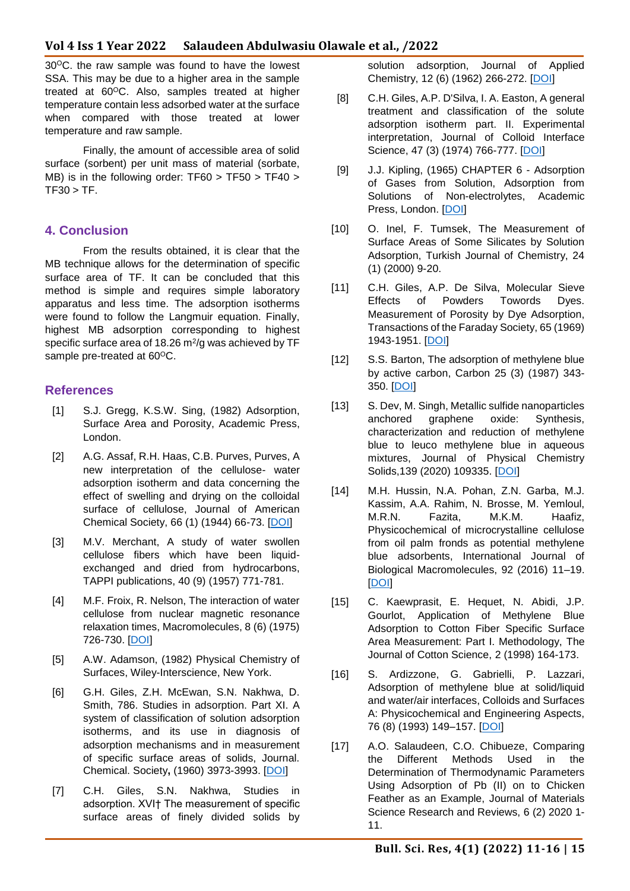30$^{O}$C. the raw sample was found to have the lowest SSA. This may be due to a higher area in the sample treated at 60$^{O}$C. Also, samples treated at higher temperature contain less adsorbed water at the surface when compared with those treated at lower temperature and raw sample.

Finally, the amount of accessible area of solid surface (sorbent) per unit mass of material (sorbate, MB) is in the following order: TF60 > TF50 > TF40 > TF30 > TF.

## 4. Conclusion

From the results obtained, it is clear that the MB technique allows for the determination of specific surface area of TF. It can be concluded that this method is simple and requires simple laboratory apparatus and less time. The adsorption isotherms were found to follow the Langmuir equation. Finally, highest MB adsorption corresponding to highest specific surface area of 18.26 m$^{2}$/g was achieved by TF sample pre-treated at 60$^{O}$C.

## References

[1] S.J. Gregg, K.S.W. Sing, (1982) Adsorption, Surface Area and Porosity, Academic Press, London.

[2] A.G. Assaf, R.H. Haas, C.B. Purves, Purves, A new interpretation of the cellulose- water adsorption isotherm and data concerning the effect of swelling and drying on the colloidal surface of cellulose, Journal of American Chemical Society, 66 (1) (1944) 66-73. [DOI]

[3] M.V. Merchant, A study of water swollen cellulose fibers which have been liquid-exchanged and dried from hydrocarbons, TAPPI publications, 40 (9) (1957) 771-781.

[4] M.F. Froix, R. Nelson, The interaction of water cellulose from nuclear magnetic resonance relaxation times, Macromolecules, 8 (6) (1975) 726-730. [DOI]

[5] A.W. Adamson, (1982) Physical Chemistry of Surfaces, Wiley-Interscience, New York.

[6] G.H. Giles, Z.H. McEwan, S.N. Nakhwa, D. Smith, 786. Studies in adsorption. Part XI. A system of classification of solution adsorption isotherms, and its use in diagnosis of adsorption mechanisms and in measurement of specific surface areas of solids, Journal. Chemical. Society**,** (1960) 3973-3993. [DOI]

[7] C.H. Giles, S.N. Nakhwa, Studies in adsorption. XVI† The measurement of specific surface areas of finely divided solids by solution adsorption, Journal of Applied Chemistry, 12 (6) (1962) 266-272. [DOI]

[8] C.H. Giles, A.P. D'Silva, I. A. Easton, A general treatment and classification of the solute adsorption isotherm part. II. Experimental interpretation, Journal of Colloid Interface Science, 47 (3) (1974) 766-777. [DOI]

[9] J.J. Kipling, (1965) CHAPTER 6 - Adsorption of Gases from Solution, Adsorption from Solutions of Non-electrolytes, Academic Press, London. [DOI]

[10] O. Inel, F. Tumsek, The Measurement of Surface Areas of Some Silicates by Solution Adsorption, Turkish Journal of Chemistry, 24 (1) (2000) 9-20.

[11] C.H. Giles, A.P. De Silva, Molecular Sieve Effects of Powders Towords Dyes. Measurement of Porosity by Dye Adsorption, Transactions of the Faraday Society, 65 (1969) 1943-1951. [DOI]

[12] S.S. Barton, The adsorption of methylene blue by active carbon, Carbon 25 (3) (1987) 343-350. [DOI]

[13] S. Dev, M. Singh, Metallic sulfide nanoparticles anchored graphene oxide: Synthesis, characterization and reduction of methylene blue to leuco methylene blue in aqueous mixtures, Journal of Physical Chemistry Solids,139 (2020) 109335. [DOI]

[14] M.H. Hussin, N.A. Pohan, Z.N. Garba, M.J. Kassim, A.A. Rahim, N. Brosse, M. Yemloul, M.R.N. Fazita, M.K.M. Haafiz, Physicochemical of microcrystalline cellulose from oil palm fronds as potential methylene blue adsorbents, International Journal of Biological Macromolecules, 92 (2016) 11–19. [DOI]

[15] C. Kaewprasit, E. Hequet, N. Abidi, J.P. Gourlot, Application of Methylene Blue Adsorption to Cotton Fiber Specific Surface Area Measurement: Part I. Methodology, The Journal of Cotton Science, 2 (1998) 164-173.

[16] S. Ardizzone, G. Gabrielli, P. Lazzari, Adsorption of methylene blue at solid/liquid and water/air interfaces, Colloids and Surfaces A: Physicochemical and Engineering Aspects, 76 (8) (1993) 149–157. [DOI]

[17] A.O. Salaudeen, C.O. Chibueze, Comparing the Different Methods Used in the Determination of Thermodynamic Parameters Using Adsorption of Pb (II) on to Chicken Feather as an Example, Journal of Materials Science Research and Reviews, 6 (2) 2020 1-11.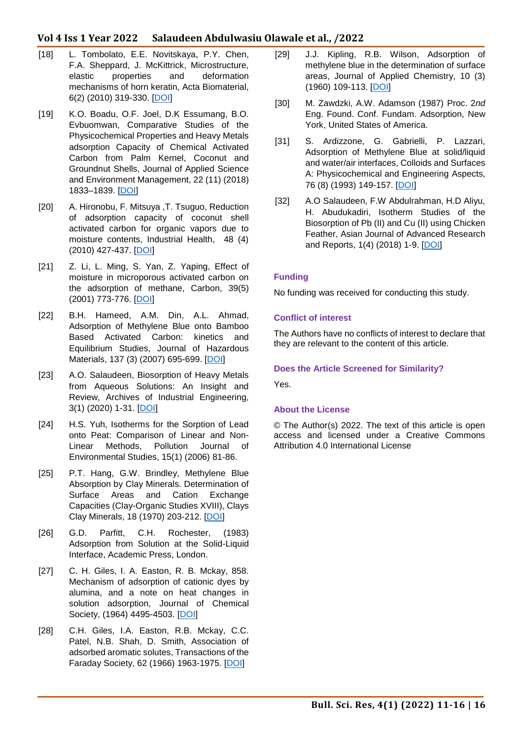[18] L. Tombolato, E.E. Novitskaya, P.Y. Chen, F.A. Sheppard, J. McKittrick, Microstructure, elastic properties and deformation mechanisms of horn keratin, Acta Biomaterial, 6(2) (2010) 319-330. [DOI]

[19] K.O. Boadu, O.F. Joel, D.K Essumang, B.O. Evbuomwan, Comparative Studies of the Physicochemical Properties and Heavy Metals adsorption Capacity of Chemical Activated Carbon from Palm Kernel, Coconut and Groundnut Shells, Journal of Applied Science and Environment Management, 22 (11) (2018) 1833–1839. [DOI]

[20] A. Hironobu, F. Mitsuya ,T. Tsuguo, Reduction of adsorption capacity of coconut shell activated carbon for organic vapors due to moisture contents, Industrial Health, 48 (4) (2010) 427-437. [DOI]

[21] Z. Li, L. Ming, S. Yan, Z. Yaping, Effect of moisture in microporous activated carbon on the adsorption of methane, Carbon, 39(5) (2001) 773-776. [DOI]

[22] B.H. Hameed, A.M. Din, A.L. Ahmad, Adsorption of Methylene Blue onto Bamboo Based Activated Carbon: kinetics and Equilibrium Studies, Journal of Hazardous Materials, 137 (3) (2007) 695-699. [DOI]

[23] A.O. Salaudeen, Biosorption of Heavy Metals from Aqueous Solutions: An Insight and Review, Archives of Industrial Engineering, 3(1) (2020) 1-31. [DOI]

[24] H.S. Yuh, Isotherms for the Sorption of Lead onto Peat: Comparison of Linear and Non-Linear Methods, Pollution Journal of Environmental Studies, 15(1) (2006) 81-86.

[25] P.T. Hang, G.W. Brindley, Methylene Blue Absorption by Clay Minerals. Determination of Surface Areas and Cation Exchange Capacities (Clay-Organic Studies XVIII), Clays Clay Minerals, 18 (1970) 203-212. [DOI]

[26] G.D. Parfitt, C.H. Rochester, (1983) Adsorption from Solution at the Solid-Liquid Interface, Academic Press, London.

[27] C. H. Giles, I. A. Easton, R. B. Mckay, 858. Mechanism of adsorption of cationic dyes by alumina, and a note on heat changes in solution adsorption, Journal of Chemical Society, (1964) 4495-4503. [DOI]

[28] C.H. Giles, I.A. Easton, R.B. Mckay, C.C. Patel, N.B. Shah, D. Smith, Association of adsorbed aromatic solutes, Transactions of the Faraday Society, 62 (1966) 1963-1975. [DOI]

[29] J.J. Kipling, R.B. Wilson, Adsorption of methylene blue in the determination of surface areas, Journal of Applied Chemistry, 10 (3) (1960) 109-113. [DOI]

[30] M. Zawdzki, A.W. Adamson (1987) Proc. 2*nd* Eng. Found. Conf. Fundam. Adsorption, New York, United States of America.

[31] S. Ardizzone, G. Gabrielli, P. Lazzari, Adsorption of Methylene Blue at solid/liquid and water/air interfaces, Colloids and Surfaces A: Physicochemical and Engineering Aspects, 76 (8) (1993) 149-157. [DOI]

[32] A.O Salaudeen, F.W Abdulrahman, H.D Aliyu, H. Abudukadiri, Isotherm Studies of the Biosorption of Pb (II) and Cu (II) using Chicken Feather, Asian Journal of Advanced Research and Reports, 1(4) (2018) 1-9. [DOI]

### Funding

No funding was received for conducting this study.

### Conflict of interest

The Authors have no conflicts of interest to declare that they are relevant to the content of this article.

### Does the Article Screened for Similarity?

Yes.

### About the License

© The Author(s) 2022. The text of this article is open access and licensed under a Creative Commons Attribution 4.0 International License